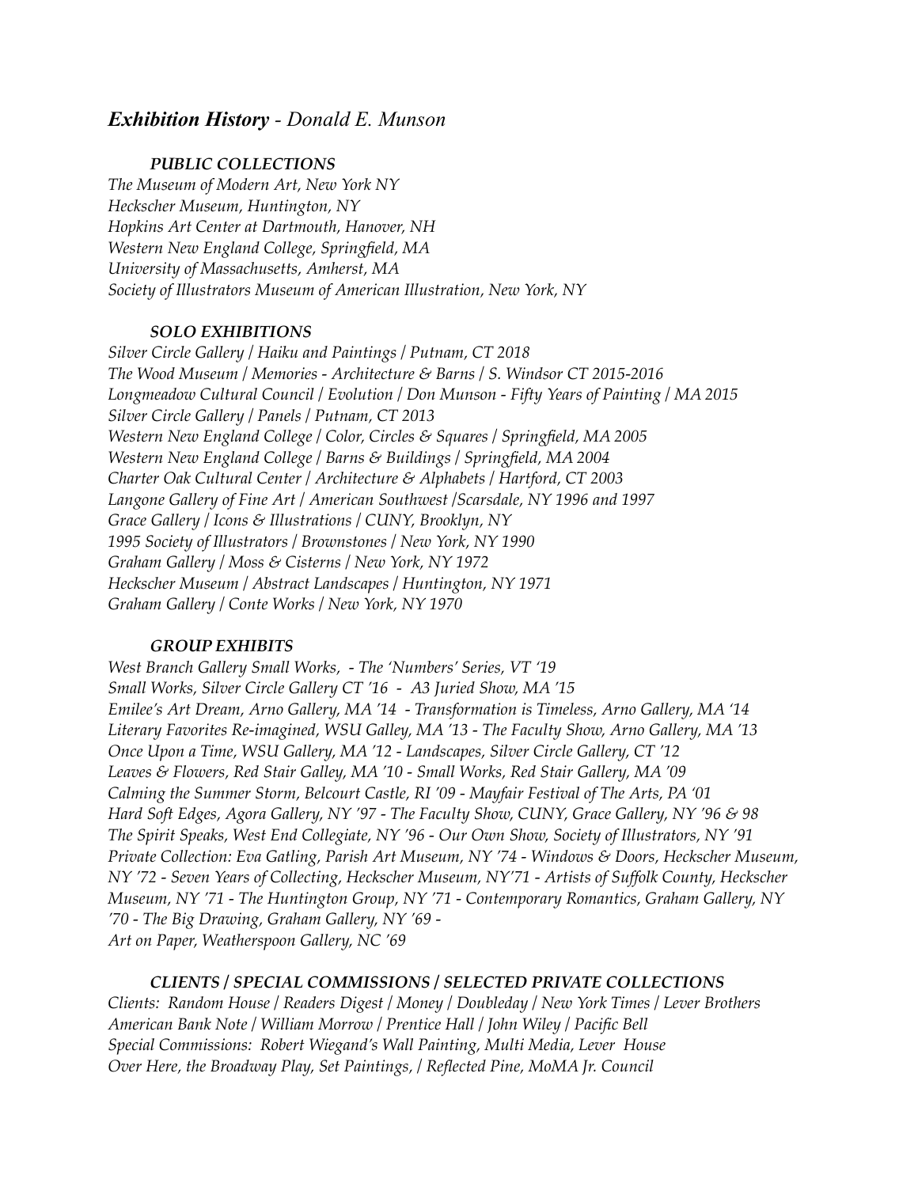# ***Exhibition History** - Donald E. Munson*

### ***PUBLIC COLLECTIONS***

*The Museum of Modern Art, New York NY*
*Heckscher Museum, Huntington, NY*
*Hopkins Art Center at Dartmouth, Hanover, NH*
*Western New England College, Springfield, MA*
*University of Massachusetts, Amherst, MA*
*Society of Illustrators Museum of American Illustration, New York, NY*

### ***SOLO EXHIBITIONS***

*Silver Circle Gallery / Haiku and Paintings / Putnam, CT 2018*
*The Wood Museum / Memories - Architecture & Barns / S. Windsor CT 2015-2016*
*Longmeadow Cultural Council / Evolution / Don Munson - Fifty Years of Painting / MA 2015*
*Silver Circle Gallery / Panels / Putnam, CT 2013*
*Western New England College / Color, Circles & Squares / Springfield, MA 2005*
*Western New England College / Barns & Buildings / Springfield, MA 2004*
*Charter Oak Cultural Center / Architecture & Alphabets / Hartford, CT 2003*
*Langone Gallery of Fine Art / American Southwest /Scarsdale, NY 1996 and 1997*
*Grace Gallery / Icons & Illustrations / CUNY, Brooklyn, NY*
*1995 Society of Illustrators / Brownstones / New York, NY 1990*
*Graham Gallery / Moss & Cisterns / New York, NY 1972*
*Heckscher Museum / Abstract Landscapes / Huntington, NY 1971*
*Graham Gallery / Conte Works / New York, NY 1970*

### ***GROUP EXHIBITS***

*West Branch Gallery Small Works, - The 'Numbers' Series, VT '19*
*Small Works, Silver Circle Gallery CT '16 - A3 Juried Show, MA '15*
*Emilee's Art Dream, Arno Gallery, MA '14 - Transformation is Timeless, Arno Gallery, MA '14*
*Literary Favorites Re-imagined, WSU Galley, MA '13 - The Faculty Show, Arno Gallery, MA '13*
*Once Upon a Time, WSU Gallery, MA '12 - Landscapes, Silver Circle Gallery, CT '12*
*Leaves & Flowers, Red Stair Galley, MA '10 - Small Works, Red Stair Gallery, MA '09*
*Calming the Summer Storm, Belcourt Castle, RI '09 - Mayfair Festival of The Arts, PA '01*
*Hard Soft Edges, Agora Gallery, NY '97 - The Faculty Show, CUNY, Grace Gallery, NY '96 & 98*
*The Spirit Speaks, West End Collegiate, NY '96 - Our Own Show, Society of Illustrators, NY '91*
*Private Collection: Eva Gatling, Parish Art Museum, NY '74 - Windows & Doors, Heckscher Museum, NY '72 - Seven Years of Collecting, Heckscher Museum, NY'71 - Artists of Suffolk County, Heckscher Museum, NY '71 - The Huntington Group, NY '71 - Contemporary Romantics, Graham Gallery, NY '70 - The Big Drawing, Graham Gallery, NY '69 -*
*Art on Paper, Weatherspoon Gallery, NC '69*

### ***CLIENTS / SPECIAL COMMISSIONS / SELECTED PRIVATE COLLECTIONS***

*Clients: Random House / Readers Digest / Money / Doubleday / New York Times / Lever Brothers*
*American Bank Note / William Morrow / Prentice Hall / John Wiley / Pacific Bell*
*Special Commissions: Robert Wiegand's Wall Painting, Multi Media, Lever House*
*Over Here, the Broadway Play, Set Paintings, / Reflected Pine, MoMA Jr. Council*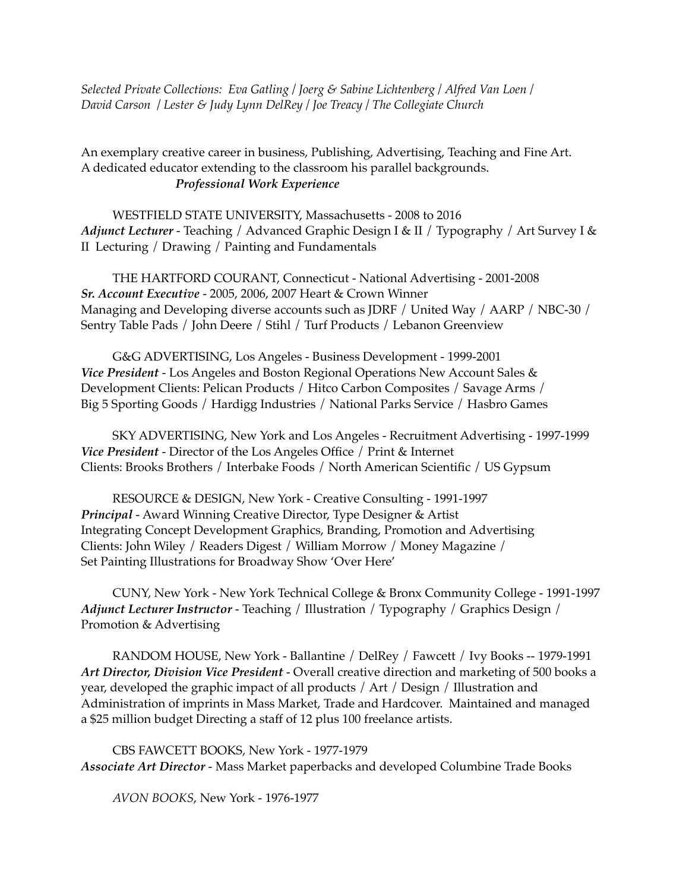*Selected Private Collections: Eva Gatling | Joerg & Sabine Lichtenberg | Alfred Van Loen | David Carson | Lester & Judy Lynn DelRey | Joe Treacy | The Collegiate Church*

An exemplary creative career in business, Publishing, Advertising, Teaching and Fine Art. A dedicated educator extending to the classroom his parallel backgrounds.

***Professional Work Experience***

WESTFIELD STATE UNIVERSITY, Massachusetts - 2008 to 2016
***Adjunct Lecturer*** - Teaching / Advanced Graphic Design I & II / Typography / Art Survey I & II Lecturing / Drawing / Painting and Fundamentals

THE HARTFORD COURANT, Connecticut - National Advertising - 2001-2008
***Sr. Account Executive*** - 2005, 2006, 2007 Heart & Crown Winner
Managing and Developing diverse accounts such as JDRF / United Way / AARP / NBC-30 / Sentry Table Pads / John Deere / Stihl / Turf Products / Lebanon Greenview

G&G ADVERTISING, Los Angeles - Business Development - 1999-2001
***Vice President*** - Los Angeles and Boston Regional Operations New Account Sales & Development Clients: Pelican Products / Hitco Carbon Composites / Savage Arms / Big 5 Sporting Goods / Hardigg Industries / National Parks Service / Hasbro Games

SKY ADVERTISING, New York and Los Angeles - Recruitment Advertising - 1997-1999
***Vice President*** - Director of the Los Angeles Office / Print & Internet
Clients: Brooks Brothers / Interbake Foods / North American Scientific / US Gypsum

RESOURCE & DESIGN, New York - Creative Consulting - 1991-1997
***Principal*** - Award Winning Creative Director, Type Designer & Artist
Integrating Concept Development Graphics, Branding, Promotion and Advertising
Clients: John Wiley / Readers Digest / William Morrow / Money Magazine /
Set Painting Illustrations for Broadway Show 'Over Here'

CUNY, New York - New York Technical College & Bronx Community College - 1991-1997
***Adjunct Lecturer Instructor*** - Teaching / Illustration / Typography / Graphics Design / Promotion & Advertising

RANDOM HOUSE, New York - Ballantine / DelRey / Fawcett / Ivy Books -- 1979-1991
***Art Director, Division Vice President*** - Overall creative direction and marketing of 500 books a year, developed the graphic impact of all products / Art / Design / Illustration and Administration of imprints in Mass Market, Trade and Hardcover. Maintained and managed a $25 million budget Directing a staff of 12 plus 100 freelance artists.

CBS FAWCETT BOOKS, New York - 1977-1979
***Associate Art Director*** - Mass Market paperbacks and developed Columbine Trade Books

*AVON BOOKS*, New York - 1976-1977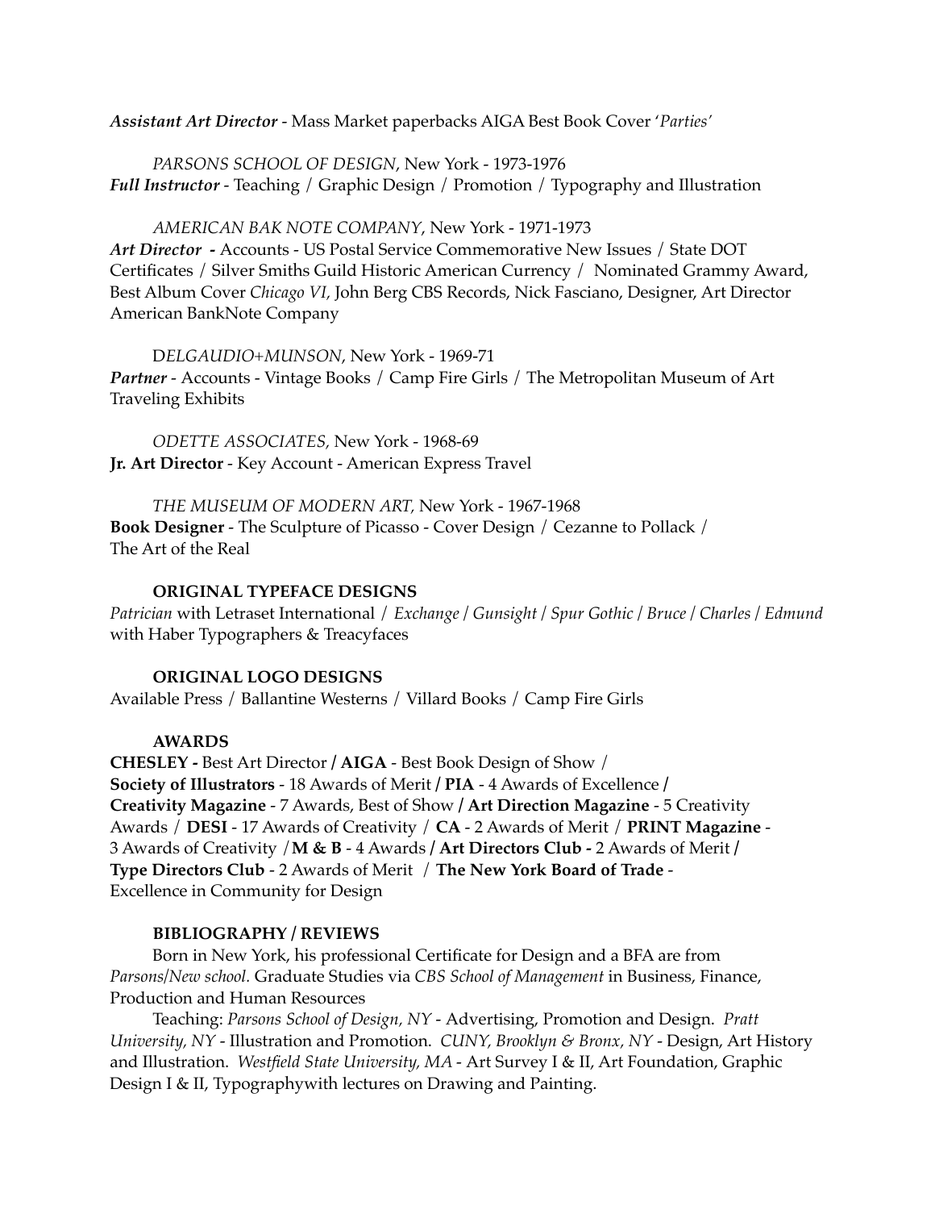***Assistant Art Director*** - Mass Market paperbacks AIGA Best Book Cover '*Parties'*

*PARSONS SCHOOL OF DESIGN*, New York - 1973-1976
***Full Instructor*** - Teaching / Graphic Design / Promotion / Typography and Illustration

*AMERICAN BAK NOTE COMPANY*, New York - 1971-1973
***Art Director* -** Accounts - US Postal Service Commemorative New Issues / State DOT Certificates / Silver Smiths Guild Historic American Currency / Nominated Grammy Award, Best Album Cover *Chicago VI*, John Berg CBS Records, Nick Fasciano, Designer, Art Director American BankNote Company

D*ELGAUDIO+MUNSON*, New York - 1969-71
***Partner*** - Accounts - Vintage Books / Camp Fire Girls / The Metropolitan Museum of Art Traveling Exhibits

*ODETTE ASSOCIATES,* New York - 1968-69
**Jr. Art Director** - Key Account - American Express Travel

*THE MUSEUM OF MODERN ART,* New York - 1967-1968
**Book Designer** - The Sculpture of Picasso - Cover Design / Cezanne to Pollack / The Art of the Real

**ORIGINAL TYPEFACE DESIGNS**

*Patrician* with Letraset International / *Exchange* / *Gunsight* / *Spur Gothic* / *Bruce* / *Charles* / *Edmund* with Haber Typographers & Treacyfaces

**ORIGINAL LOGO DESIGNS**

Available Press / Ballantine Westerns / Villard Books / Camp Fire Girls

**AWARDS**

**CHESLEY -** Best Art Director **/ AIGA** - Best Book Design of Show / **Society of Illustrators** - 18 Awards of Merit **/ PIA** - 4 Awards of Excellence **/ Creativity Magazine** - 7 Awards, Best of Show **/ Art Direction Magazine** - 5 Creativity Awards / **DESI** - 17 Awards of Creativity / **CA** - 2 Awards of Merit / **PRINT Magazine** - 3 Awards of Creativity /**M & B** - 4 Awards **/ Art Directors Club -** 2 Awards of Merit **/ Type Directors Club** - 2 Awards of Merit / **The New York Board of Trade** - Excellence in Community for Design

**BIBLIOGRAPHY / REVIEWS**

Born in New York, his professional Certificate for Design and a BFA are from *Parsons/New school.* Graduate Studies via *CBS School of Management* in Business, Finance, Production and Human Resources

Teaching: *Parsons School of Design, NY* - Advertising, Promotion and Design. *Pratt University, NY* - Illustration and Promotion. *CUNY, Brooklyn & Bronx, NY* - Design, Art History and Illustration. *Westfield State University, MA* - Art Survey I & II, Art Foundation, Graphic Design I & II, Typographywith lectures on Drawing and Painting.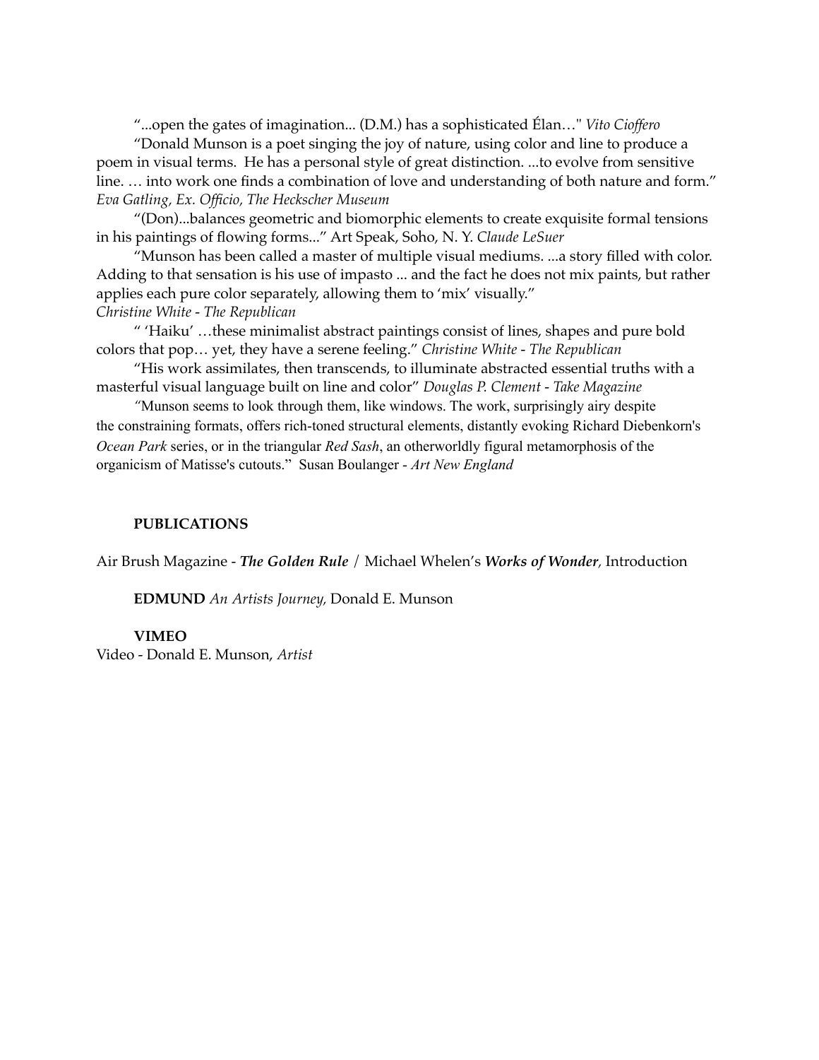"...open the gates of imagination... (D.M.) has a sophisticated Élan…" *Vito Cioffero*

"Donald Munson is a poet singing the joy of nature, using color and line to produce a poem in visual terms. He has a personal style of great distinction. ...to evolve from sensitive line. … into work one finds a combination of love and understanding of both nature and form." *Eva Gatling, Ex. Officio, The Heckscher Museum*

"(Don)...balances geometric and biomorphic elements to create exquisite formal tensions in his paintings of flowing forms..." Art Speak, Soho, N. Y. *Claude LeSuer*

"Munson has been called a master of multiple visual mediums. ...a story filled with color. Adding to that sensation is his use of impasto ... and the fact he does not mix paints, but rather applies each pure color separately, allowing them to 'mix' visually."
*Christine White - The Republican*

" 'Haiku' …these minimalist abstract paintings consist of lines, shapes and pure bold colors that pop… yet, they have a serene feeling." *Christine White - The Republican*

"His work assimilates, then transcends, to illuminate abstracted essential truths with a masterful visual language built on line and color" *Douglas P. Clement - Take Magazine*

"Munson seems to look through them, like windows. The work, surprisingly airy despite the constraining formats, offers rich-toned structural elements, distantly evoking Richard Diebenkorn's *Ocean Park* series, or in the triangular *Red Sash*, an otherworldly figural metamorphosis of the organicism of Matisse's cutouts." Susan Boulanger - *Art New England*

**PUBLICATIONS**

Air Brush Magazine - ***The Golden Rule*** / Michael Whelen's ***Works of Wonder***, Introduction

**EDMUND** *An Artists Journey*, Donald E. Munson

**VIMEO**
Video - Donald E. Munson, *Artist*